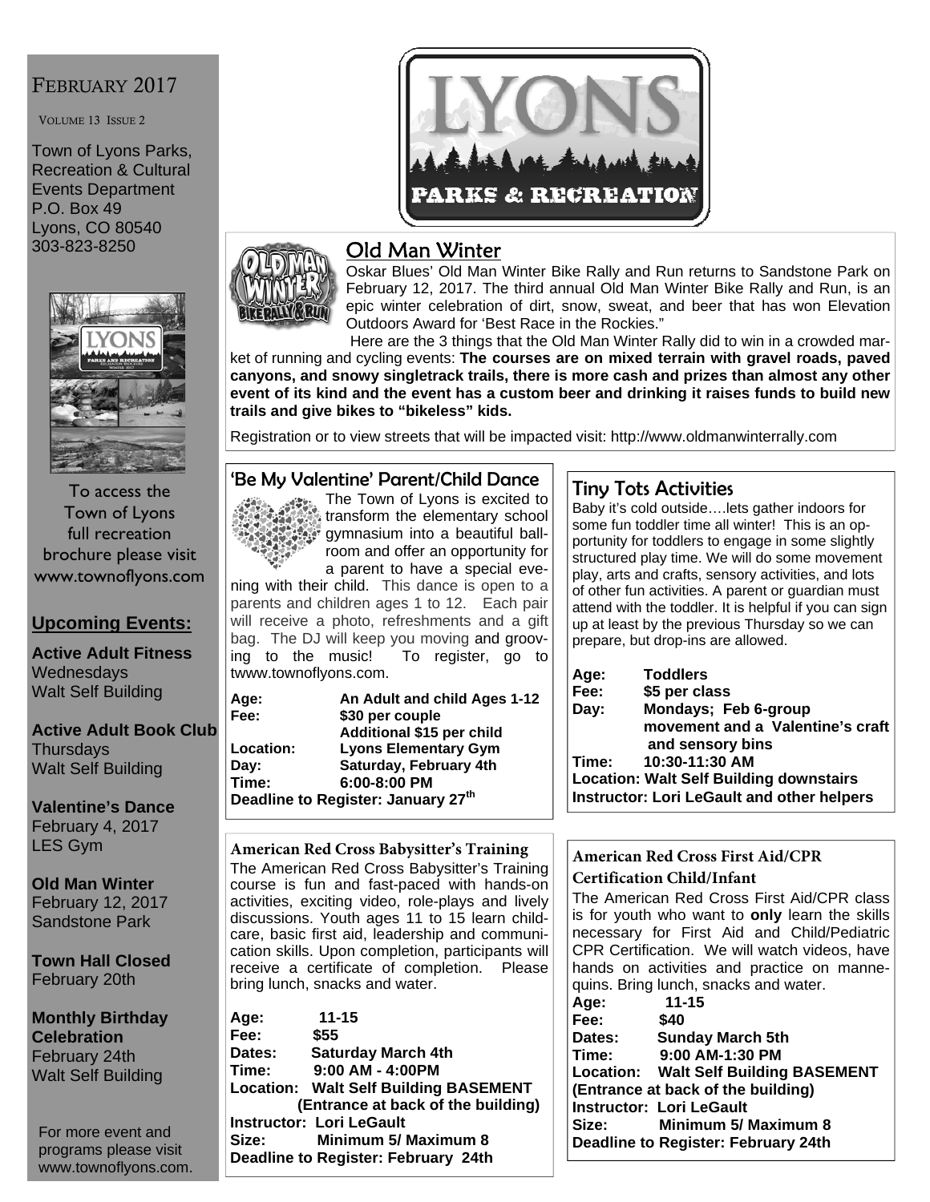# FEBRUARY 2017

VOLUME 13 ISSUE 2

Town of Lyons Parks, Recreation & Cultural Events Department
P.O. Box 49
Lyons, CO 80540
303-823-8250

To access the Town of Lyons full recreation brochure please visit www.townoflyons.com

## Upcoming Events:

**Active Adult Fitness**
Wednesdays
Walt Self Building

**Active Adult Book Club**
Thursdays
Walt Self Building

**Valentine's Dance**
February 4, 2017
LES Gym

**Old Man Winter**
February 12, 2017
Sandstone Park

**Town Hall Closed**
February 20th

**Monthly Birthday Celebration**
February 24th
Walt Self Building

For more event and programs please visit www.townoflyons.com.

# LYONS PARKS & RECREATION

## Old Man Winter

Oskar Blues' Old Man Winter Bike Rally and Run returns to Sandstone Park on February 12, 2017. The third annual Old Man Winter Bike Rally and Run, is an epic winter celebration of dirt, snow, sweat, and beer that has won Elevation Outdoors Award for 'Best Race in the Rockies."

Here are the 3 things that the Old Man Winter Rally did to win in a crowded market of running and cycling events: **The courses are on mixed terrain with gravel roads, paved canyons, and snowy singletrack trails, there is more cash and prizes than almost any other event of its kind and the event has a custom beer and drinking it raises funds to build new trails and give bikes to "bikeless" kids.**

Registration or to view streets that will be impacted visit: http://www.oldmanwinterrally.com

## 'Be My Valentine' Parent/Child Dance

The Town of Lyons is excited to transform the elementary school gymnasium into a beautiful ballroom and offer an opportunity for a parent to have a special evening with their child. This dance is open to a parents and children ages 1 to 12. Each pair will receive a photo, refreshments and a gift bag. The DJ will keep you moving and grooving to the music! To register, go to twww.townoflyons.com.

**Age:** An Adult and child Ages 1-12
**Fee:** $30 per couple
Additional $15 per child
**Location:** Lyons Elementary Gym
**Day:** Saturday, February 4th
**Time:** 6:00-8:00 PM
**Deadline to Register: January 27th**

## Tiny Tots Activities

Baby it's cold outside….lets gather indoors for some fun toddler time all winter! This is an opportunity for toddlers to engage in some slightly structured play time. We will do some movement play, arts and crafts, sensory activities, and lots of other fun activities. A parent or guardian must attend with the toddler. It is helpful if you can sign up at least by the previous Thursday so we can prepare, but drop-ins are allowed.

**Age:** Toddlers
**Fee:** $5 per class
**Day:** Mondays; Feb 6-group movement and a Valentine's craft and sensory bins
**Time:** 10:30-11:30 AM
**Location: Walt Self Building downstairs**
**Instructor: Lori LeGault and other helpers**

## American Red Cross Babysitter's Training

The American Red Cross Babysitter's Training course is fun and fast-paced with hands-on activities, exciting video, role-plays and lively discussions. Youth ages 11 to 15 learn childcare, basic first aid, leadership and communication skills. Upon completion, participants will receive a certificate of completion. Please bring lunch, snacks and water.

**Age:** 11-15
**Fee:** $55
**Dates:** Saturday March 4th
**Time:** 9:00 AM - 4:00PM
**Location: Walt Self Building BASEMENT (Entrance at back of the building)**
**Instructor: Lori LeGault**
**Size:** Minimum 5/ Maximum 8
**Deadline to Register: February 24th**

## American Red Cross First Aid/CPR Certification Child/Infant

The American Red Cross First Aid/CPR class is for youth who want to **only** learn the skills necessary for First Aid and Child/Pediatric CPR Certification. We will watch videos, have hands on activities and practice on mannequins. Bring lunch, snacks and water.

**Age:** 11-15
**Fee:** $40
**Dates:** Sunday March 5th
**Time:** 9:00 AM-1:30 PM
**Location: Walt Self Building BASEMENT (Entrance at back of the building)**
**Instructor: Lori LeGault**
**Size:** Minimum 5/ Maximum 8
**Deadline to Register: February 24th**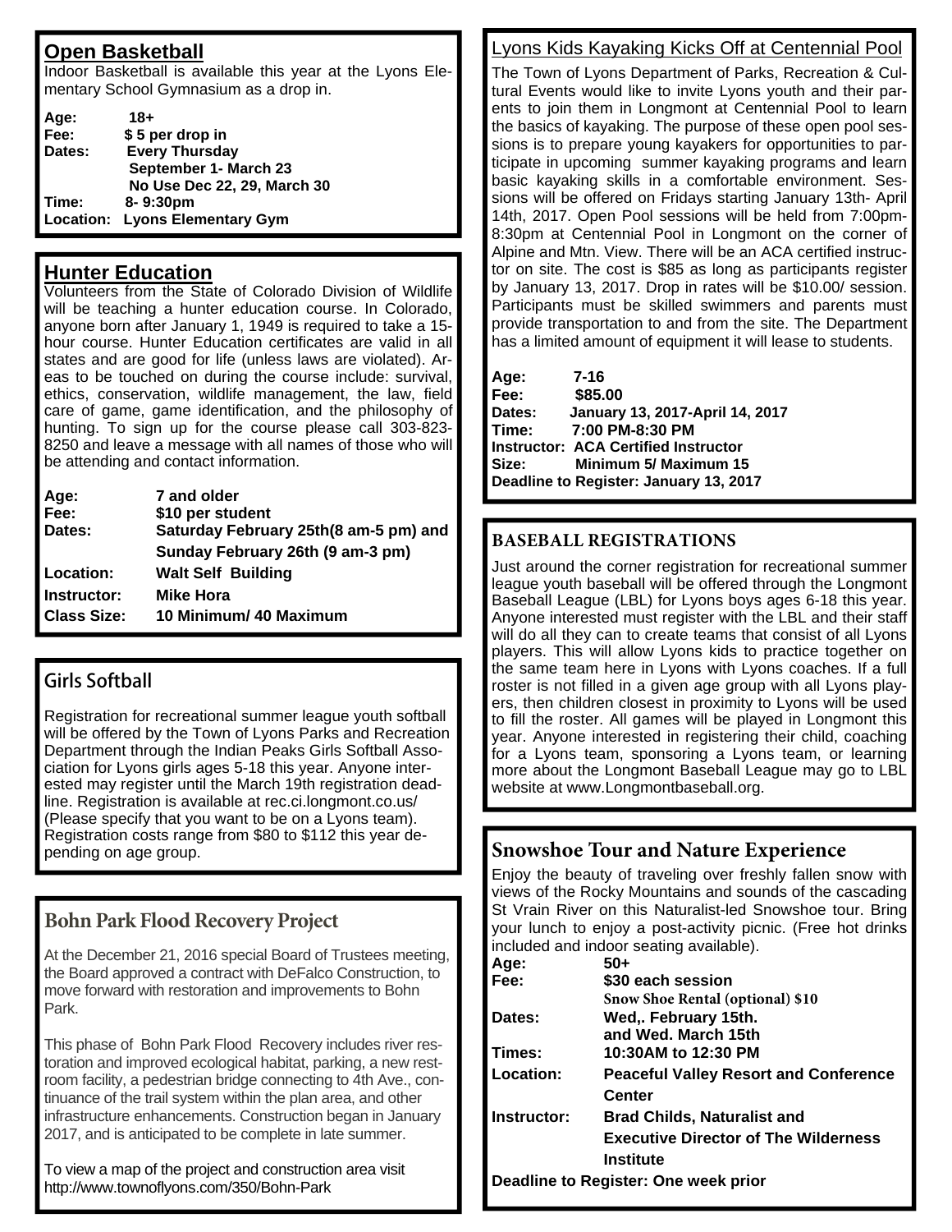## Open Basketball

Indoor Basketball is available this year at the Lyons Elementary School Gymnasium as a drop in.

**Age:** 18+
**Fee:** $ 5 per drop in
**Dates:** Every Thursday
September 1- March 23
No Use Dec 22, 29, March 30
**Time:** 8- 9:30pm
**Location:** Lyons Elementary Gym

## Hunter Education

Volunteers from the State of Colorado Division of Wildlife will be teaching a hunter education course. In Colorado, anyone born after January 1, 1949 is required to take a 15-hour course. Hunter Education certificates are valid in all states and are good for life (unless laws are violated). Areas to be touched on during the course include: survival, ethics, conservation, wildlife management, the law, field care of game, game identification, and the philosophy of hunting. To sign up for the course please call 303-823-8250 and leave a message with all names of those who will be attending and contact information.

**Age:** 7 and older
**Fee:** $10 per student
**Dates:** Saturday February 25th(8 am-5 pm) and Sunday February 26th (9 am-3 pm)
**Location:** Walt Self Building
**Instructor:** Mike Hora
**Class Size:** 10 Minimum/ 40 Maximum

## Girls Softball

Registration for recreational summer league youth softball will be offered by the Town of Lyons Parks and Recreation Department through the Indian Peaks Girls Softball Association for Lyons girls ages 5-18 this year. Anyone interested may register until the March 19th registration deadline. Registration is available at rec.ci.longmont.co.us/ (Please specify that you want to be on a Lyons team). Registration costs range from $80 to $112 this year depending on age group.

## Bohn Park Flood Recovery Project

At the December 21, 2016 special Board of Trustees meeting, the Board approved a contract with DeFalco Construction, to move forward with restoration and improvements to Bohn Park.

This phase of Bohn Park Flood Recovery includes river restoration and improved ecological habitat, parking, a new restroom facility, a pedestrian bridge connecting to 4th Ave., continuance of the trail system within the plan area, and other infrastructure enhancements. Construction began in January 2017, and is anticipated to be complete in late summer.

To view a map of the project and construction area visit http://www.townoflyons.com/350/Bohn-Park

## Lyons Kids Kayaking Kicks Off at Centennial Pool

The Town of Lyons Department of Parks, Recreation & Cultural Events would like to invite Lyons youth and their parents to join them in Longmont at Centennial Pool to learn the basics of kayaking. The purpose of these open pool sessions is to prepare young kayakers for opportunities to participate in upcoming summer kayaking programs and learn basic kayaking skills in a comfortable environment. Sessions will be offered on Fridays starting January 13th- April 14th, 2017. Open Pool sessions will be held from 7:00pm-8:30pm at Centennial Pool in Longmont on the corner of Alpine and Mtn. View. There will be an ACA certified instructor on site. The cost is $85 as long as participants register by January 13, 2017. Drop in rates will be $10.00/ session. Participants must be skilled swimmers and parents must provide transportation to and from the site. The Department has a limited amount of equipment it will lease to students.

**Age:** 7-16
**Fee:** $85.00
**Dates:** January 13, 2017-April 14, 2017
**Time:** 7:00 PM-8:30 PM
**Instructor:** ACA Certified Instructor
**Size:** Minimum 5/ Maximum 15
**Deadline to Register: January 13, 2017**

## BASEBALL REGISTRATIONS

Just around the corner registration for recreational summer league youth baseball will be offered through the Longmont Baseball League (LBL) for Lyons boys ages 6-18 this year. Anyone interested must register with the LBL and their staff will do all they can to create teams that consist of all Lyons players. This will allow Lyons kids to practice together on the same team here in Lyons with Lyons coaches. If a full roster is not filled in a given age group with all Lyons players, then children closest in proximity to Lyons will be used to fill the roster. All games will be played in Longmont this year. Anyone interested in registering their child, coaching for a Lyons team, sponsoring a Lyons team, or learning more about the Longmont Baseball League may go to LBL website at www.Longmontbaseball.org.

## Snowshoe Tour and Nature Experience

Enjoy the beauty of traveling over freshly fallen snow with views of the Rocky Mountains and sounds of the cascading St Vrain River on this Naturalist-led Snowshoe tour. Bring your lunch to enjoy a post-activity picnic. (Free hot drinks included and indoor seating available).

**Age:** 50+
**Fee:** $30 each session
Snow Shoe Rental (optional) $10
**Dates:** Wed,. February 15th. and Wed. March 15th
**Times:** 10:30AM to 12:30 PM
**Location:** Peaceful Valley Resort and Conference Center
**Instructor:** Brad Childs, Naturalist and Executive Director of The Wilderness Institute
**Deadline to Register: One week prior**